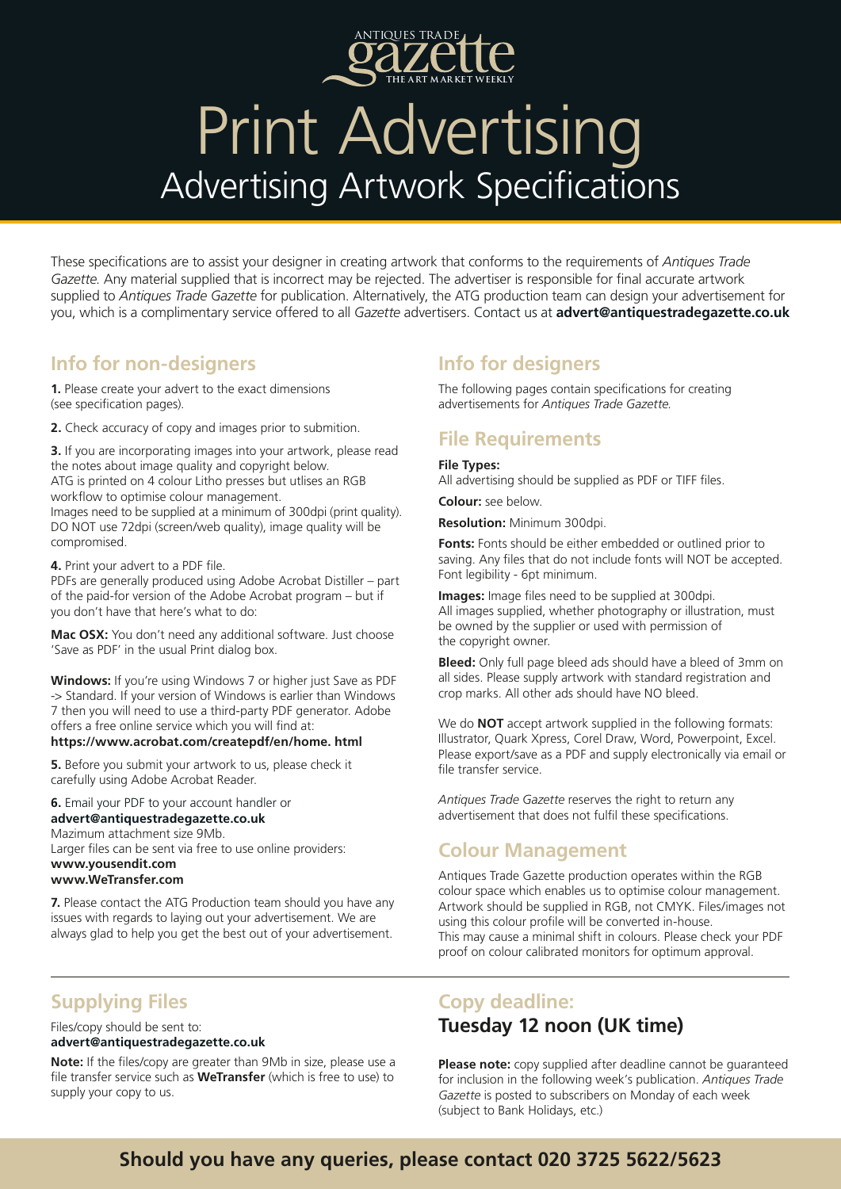ANTIQUES TRADE **gazette** THE ART MARKET WEEKLY

# Print Advertising

## Advertising Artwork Specifications

These specifications are to assist your designer in creating artwork that conforms to the requirements of *Antiques Trade Gazette*. Any material supplied that is incorrect may be rejected. The advertiser is responsible for final accurate artwork supplied to *Antiques Trade Gazette* for publication. Alternatively, the ATG production team can design your advertisement for you, which is a complimentary service offered to all *Gazette* advertisers. Contact us at **advert@antiquestradegazette.co.uk**

## Info for non-designers

**1.** Please create your advert to the exact dimensions (see specification pages).

**2.** Check accuracy of copy and images prior to submition.

**3.** If you are incorporating images into your artwork, please read the notes about image quality and copyright below.
ATG is printed on 4 colour Litho presses but utlises an RGB workflow to optimise colour management.
Images need to be supplied at a minimum of 300dpi (print quality). DO NOT use 72dpi (screen/web quality), image quality will be compromised.

**4.** Print your advert to a PDF file.
PDFs are generally produced using Adobe Acrobat Distiller – part of the paid-for version of the Adobe Acrobat program – but if you don't have that here's what to do:

**Mac OSX:** You don't need any additional software. Just choose 'Save as PDF' in the usual Print dialog box.

**Windows:** If you're using Windows 7 or higher just Save as PDF -> Standard. If your version of Windows is earlier than Windows 7 then you will need to use a third-party PDF generator. Adobe offers a free online service which you will find at:
**https://www.acrobat.com/createpdf/en/home. html**

**5.** Before you submit your artwork to us, please check it carefully using Adobe Acrobat Reader.

**6.** Email your PDF to your account handler or
**advert@antiquestradegazette.co.uk**
Mazimum attachment size 9Mb.
Larger files can be sent via free to use online providers:
**www.yousendit.com**
**www.WeTransfer.com**

**7.** Please contact the ATG Production team should you have any issues with regards to laying out your advertisement. We are always glad to help you get the best out of your advertisement.

## Info for designers

The following pages contain specifications for creating advertisements for *Antiques Trade Gazette*.

## File Requirements

**File Types:**
All advertising should be supplied as PDF or TIFF files.

**Colour:** see below.

**Resolution:** Minimum 300dpi.

**Fonts:** Fonts should be either embedded or outlined prior to saving. Any files that do not include fonts will NOT be accepted. Font legibility - 6pt minimum.

**Images:** Image files need to be supplied at 300dpi. All images supplied, whether photography or illustration, must be owned by the supplier or used with permission of the copyright owner.

**Bleed:** Only full page bleed ads should have a bleed of 3mm on all sides. Please supply artwork with standard registration and crop marks. All other ads should have NO bleed.

We do **NOT** accept artwork supplied in the following formats: Illustrator, Quark Xpress, Corel Draw, Word, Powerpoint, Excel. Please export/save as a PDF and supply electronically via email or file transfer service.

*Antiques Trade Gazette* reserves the right to return any advertisement that does not fulfil these specifications.

## Colour Management

Antiques Trade Gazette production operates within the RGB colour space which enables us to optimise colour management. Artwork should be supplied in RGB, not CMYK. Files/images not using this colour profile will be converted in-house. This may cause a minimal shift in colours. Please check your PDF proof on colour calibrated monitors for optimum approval.

## Supplying Files

Files/copy should be sent to:
**advert@antiquestradegazette.co.uk**

**Note:** If the files/copy are greater than 9Mb in size, please use a file transfer service such as **WeTransfer** (which is free to use) to supply your copy to us.

## Copy deadline:
## Tuesday 12 noon (UK time)

**Please note:** copy supplied after deadline cannot be guaranteed for inclusion in the following week's publication. *Antiques Trade Gazette* is posted to subscribers on Monday of each week (subject to Bank Holidays, etc.)

**Should you have any queries, please contact 020 3725 5622/5623**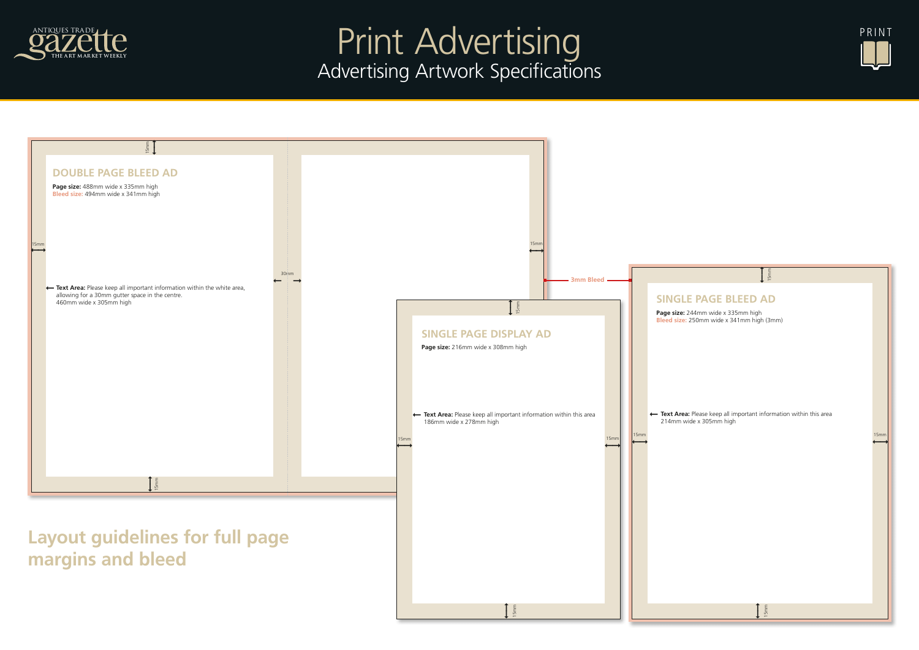# Print Advertising

## Advertising Artwork Specifications

PRINT

### DOUBLE PAGE BLEED AD

**Page size:** 488mm wide x 335mm high
**Bleed size:** 494mm wide x 341mm high

**Text Area:** Please keep all important information within the white area, allowing for a 30mm gutter space in the centre.
460mm wide x 305mm high

15mm

30mm

3mm Bleed

### SINGLE PAGE DISPLAY AD

**Page size:** 216mm wide x 308mm high

**Text Area:** Please keep all important information within this area
186mm wide x 278mm high

### SINGLE PAGE BLEED AD

**Page size:** 244mm wide x 335mm high
**Bleed size:** 250mm wide x 341mm high (3mm)

**Text Area:** Please keep all important information within this area
214mm wide x 305mm high

## Layout guidelines for full page margins and bleed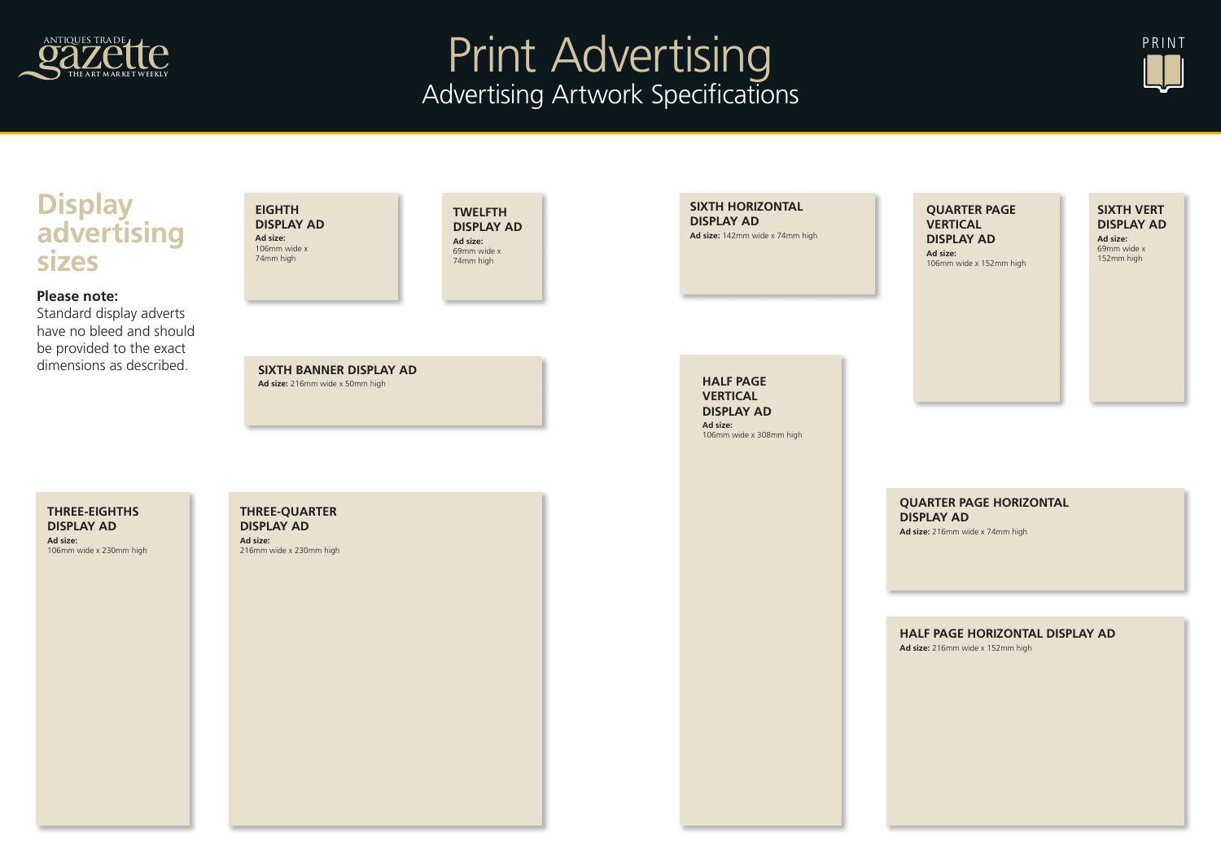# Print Advertising

## Advertising Artwork Specifications

PRINT

## Display advertising sizes

**Please note:**
Standard display adverts have no bleed and should be provided to the exact dimensions as described.

### EIGHTH DISPLAY AD

**Ad size:** 106mm wide x 74mm high

### TWELFTH DISPLAY AD

**Ad size:** 69mm wide x 74mm high

### SIXTH HORIZONTAL DISPLAY AD

**Ad size:** 142mm wide x 74mm high

### QUARTER PAGE VERTICAL DISPLAY AD

**Ad size:** 106mm wide x 152mm high

### SIXTH VERT DISPLAY AD

**Ad size:** 69mm wide x 152mm high

### SIXTH BANNER DISPLAY AD

**Ad size:** 216mm wide x 50mm high

### HALF PAGE VERTICAL DISPLAY AD

**Ad size:** 106mm wide x 308mm high

### THREE-EIGHTHS DISPLAY AD

**Ad size:** 106mm wide x 230mm high

### THREE-QUARTER DISPLAY AD

**Ad size:** 216mm wide x 230mm high

### QUARTER PAGE HORIZONTAL DISPLAY AD

**Ad size:** 216mm wide x 74mm high

### HALF PAGE HORIZONTAL DISPLAY AD

**Ad size:** 216mm wide x 152mm high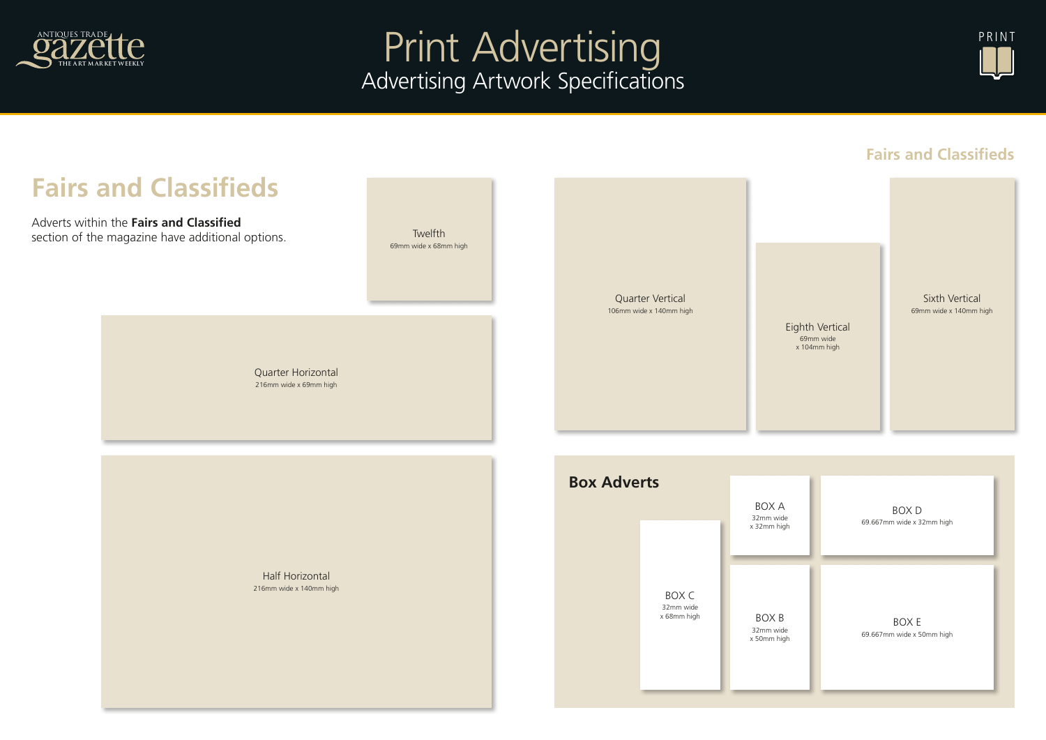# Print Advertising

## Advertising Artwork Specifications

## Fairs and Classifieds

Adverts within the **Fairs and Classified** section of the magazine have additional options.

Twelfth
69mm wide x 68mm high

Quarter Horizontal
216mm wide x 69mm high

Half Horizontal
216mm wide x 140mm high

Quarter Vertical
106mm wide x 140mm high

Eighth Vertical
69mm wide
x 104mm high

Sixth Vertical
69mm wide x 140mm high

### Box Adverts

BOX A
32mm wide
x 32mm high

BOX B
32mm wide
x 50mm high

BOX C
32mm wide
x 68mm high

BOX D
69.667mm wide x 32mm high

BOX E
69.667mm wide x 50mm high